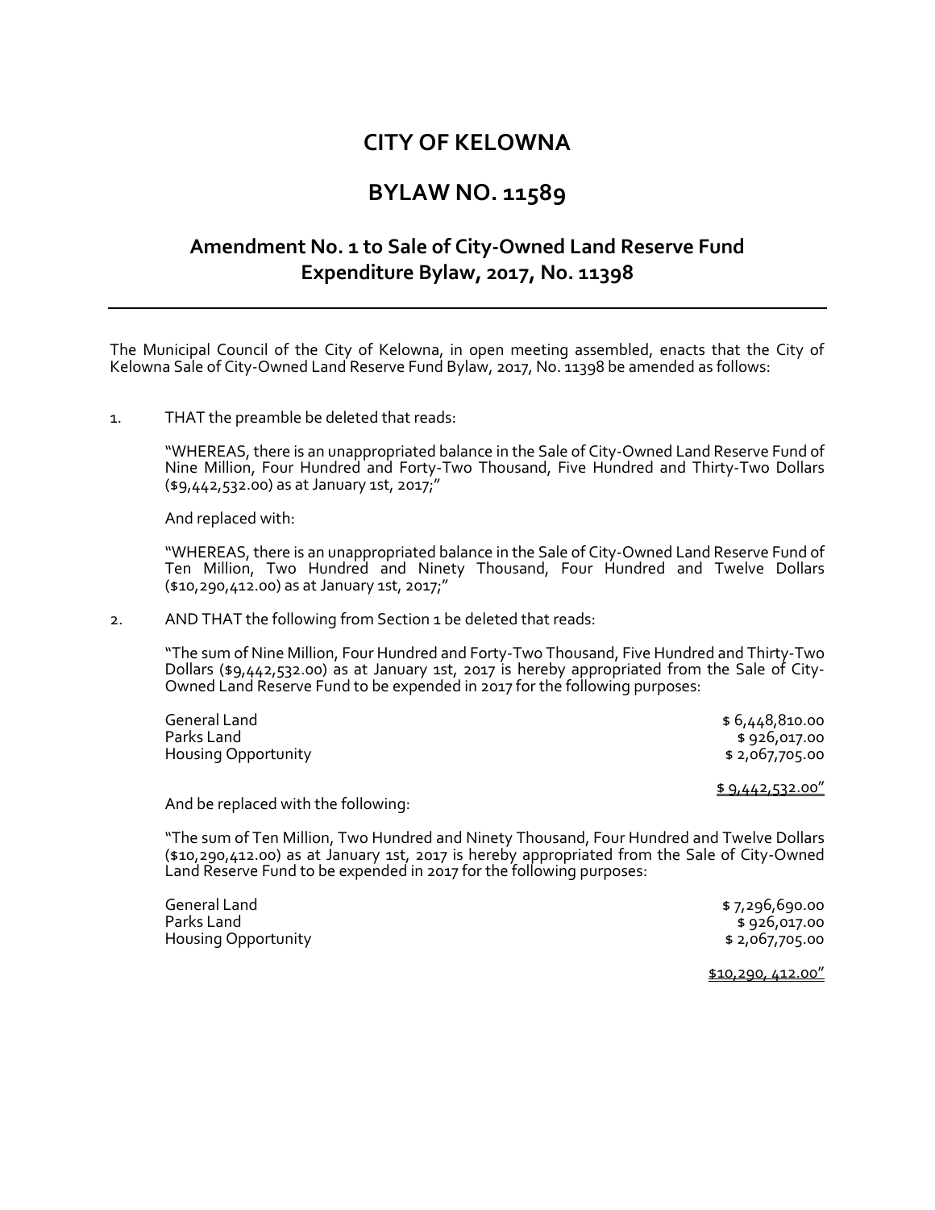# CITY OF KELOWNA

# BYLAW NO. 11589

## Amendment No. 1 to Sale of City-Owned Land Reserve Fund Expenditure Bylaw, 2017, No. 11398

---

The Municipal Council of the City of Kelowna, in open meeting assembled, enacts that the City of Kelowna Sale of City-Owned Land Reserve Fund Bylaw, 2017, No. 11398 be amended as follows:

1. THAT the preamble be deleted that reads:

   "WHEREAS, there is an unappropriated balance in the Sale of City-Owned Land Reserve Fund of Nine Million, Four Hundred and Forty-Two Thousand, Five Hundred and Thirty-Two Dollars ($9,442,532.00) as at January 1st, 2017;"

   And replaced with:

   "WHEREAS, there is an unappropriated balance in the Sale of City-Owned Land Reserve Fund of Ten Million, Two Hundred and Ninety Thousand, Four Hundred and Twelve Dollars ($10,290,412.00) as at January 1st, 2017;"

2. AND THAT the following from Section 1 be deleted that reads:

   "The sum of Nine Million, Four Hundred and Forty-Two Thousand, Five Hundred and Thirty-Two Dollars ($9,442,532.00) as at January 1st, 2017 is hereby appropriated from the Sale of City-Owned Land Reserve Fund to be expended in 2017 for the following purposes:

   | | |
   |---|---:|
   | General Land | $ 6,448,810.00 |
   | Parks Land | $ 926,017.00 |
   | Housing Opportunity | $ 2,067,705.00 |
   | | <u>$ 9,442,532.00"</u> |

   And be replaced with the following:

   "The sum of Ten Million, Two Hundred and Ninety Thousand, Four Hundred and Twelve Dollars ($10,290,412.00) as at January 1st, 2017 is hereby appropriated from the Sale of City-Owned Land Reserve Fund to be expended in 2017 for the following purposes:

   | | |
   |---|---:|
   | General Land | $ 7,296,690.00 |
   | Parks Land | $ 926,017.00 |
   | Housing Opportunity | $ 2,067,705.00 |
   | | <u>$10,290, 412.00"</u> |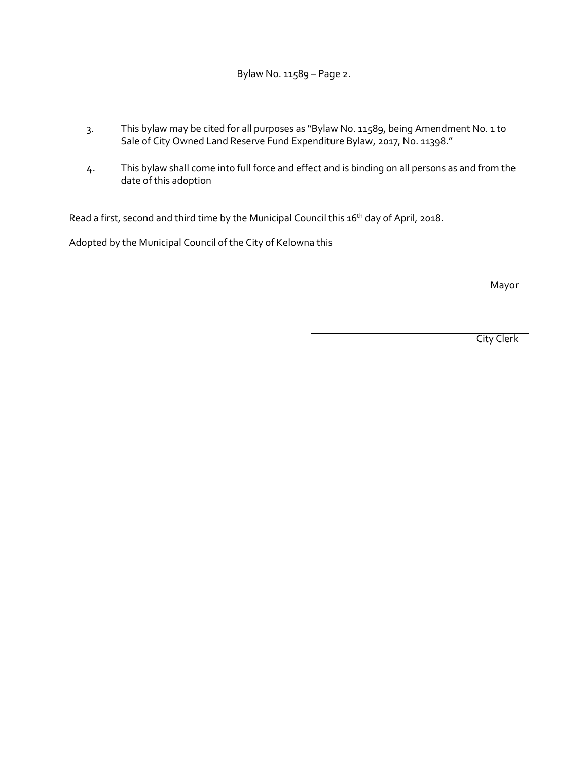Bylaw No. 11589 – Page 2.

3. This bylaw may be cited for all purposes as "Bylaw No. 11589, being Amendment No. 1 to Sale of City Owned Land Reserve Fund Expenditure Bylaw, 2017, No. 11398."

4. This bylaw shall come into full force and effect and is binding on all persons as and from the date of this adoption

Read a first, second and third time by the Municipal Council this 16th day of April, 2018.

Adopted by the Municipal Council of the City of Kelowna this

Mayor

City Clerk